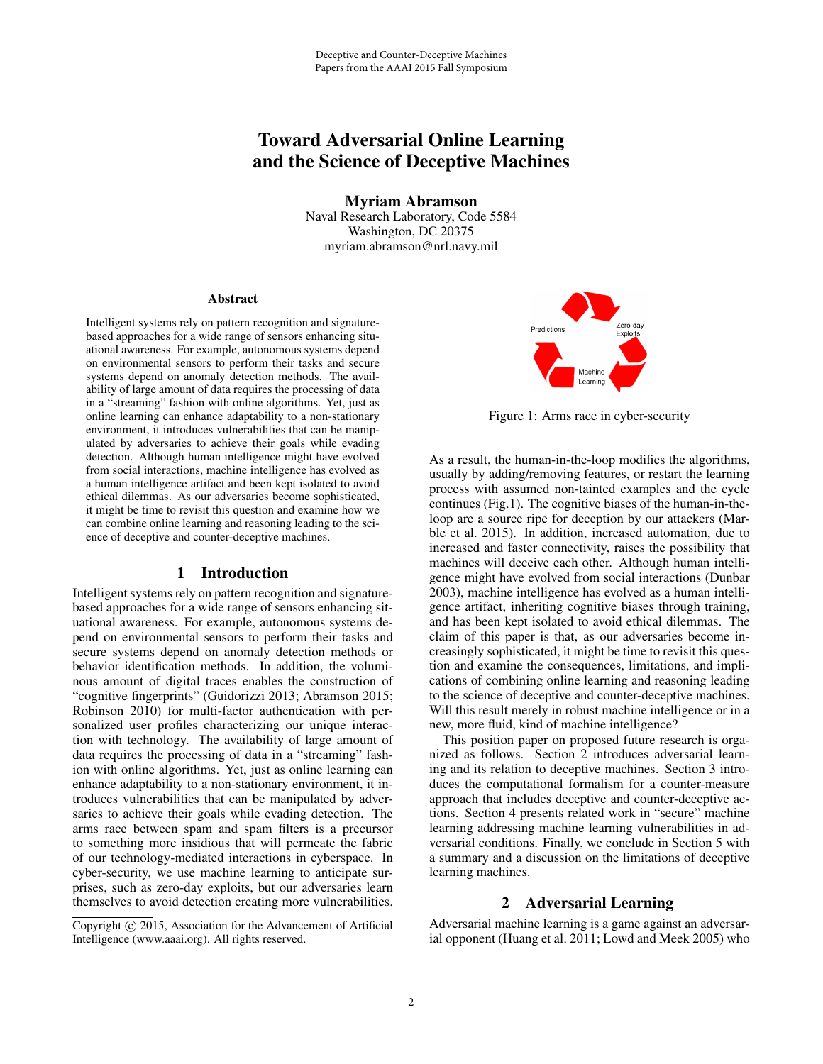# Toward Adversarial Online Learning and the Science of Deceptive Machines

**Myriam Abramson**
Naval Research Laboratory, Code 5584
Washington, DC 20375
myriam.abramson@nrl.navy.mil

## Abstract

Intelligent systems rely on pattern recognition and signature-based approaches for a wide range of sensors enhancing situational awareness. For example, autonomous systems depend on environmental sensors to perform their tasks and secure systems depend on anomaly detection methods. The availability of large amount of data requires the processing of data in a "streaming" fashion with online algorithms. Yet, just as online learning can enhance adaptability to a non-stationary environment, it introduces vulnerabilities that can be manipulated by adversaries to achieve their goals while evading detection. Although human intelligence might have evolved from social interactions, machine intelligence has evolved as a human intelligence artifact and been kept isolated to avoid ethical dilemmas. As our adversaries become sophisticated, it might be time to revisit this question and examine how we can combine online learning and reasoning leading to the science of deceptive and counter-deceptive machines.

## 1 Introduction

Intelligent systems rely on pattern recognition and signature-based approaches for a wide range of sensors enhancing situational awareness. For example, autonomous systems depend on environmental sensors to perform their tasks and secure systems depend on anomaly detection methods or behavior identification methods. In addition, the voluminous amount of digital traces enables the construction of "cognitive fingerprints" (Guidorizzi 2013; Abramson 2015; Robinson 2010) for multi-factor authentication with personalized user profiles characterizing our unique interaction with technology. The availability of large amount of data requires the processing of data in a "streaming" fashion with online algorithms. Yet, just as online learning can enhance adaptability to a non-stationary environment, it introduces vulnerabilities that can be manipulated by adversaries to achieve their goals while evading detection. The arms race between spam and spam filters is a precursor to something more insidious that will permeate the fabric of our technology-mediated interactions in cyberspace. In cyber-security, we use machine learning to anticipate surprises, such as zero-day exploits, but our adversaries learn themselves to avoid detection creating more vulnerabilities.

Figure 1: Arms race in cyber-security

As a result, the human-in-the-loop modifies the algorithms, usually by adding/removing features, or restart the learning process with assumed non-tainted examples and the cycle continues (Fig.1). The cognitive biases of the human-in-the-loop are a source ripe for deception by our attackers (Marble et al. 2015). In addition, increased automation, due to increased and faster connectivity, raises the possibility that machines will deceive each other. Although human intelligence might have evolved from social interactions (Dunbar 2003), machine intelligence has evolved as a human intelligence artifact, inheriting cognitive biases through training, and has been kept isolated to avoid ethical dilemmas. The claim of this paper is that, as our adversaries become increasingly sophisticated, it might be time to revisit this question and examine the consequences, limitations, and implications of combining online learning and reasoning leading to the science of deceptive and counter-deceptive machines. Will this result merely in robust machine intelligence or in a new, more fluid, kind of machine intelligence?

This position paper on proposed future research is organized as follows. Section 2 introduces adversarial learning and its relation to deceptive machines. Section 3 introduces the computational formalism for a counter-measure approach that includes deceptive and counter-deceptive actions. Section 4 presents related work in "secure" machine learning addressing machine learning vulnerabilities in adversarial conditions. Finally, we conclude in Section 5 with a summary and a discussion on the limitations of deceptive learning machines.

## 2 Adversarial Learning

Adversarial machine learning is a game against an adversarial opponent (Huang et al. 2011; Lowd and Meek 2005) who

Copyright © 2015, Association for the Advancement of Artificial Intelligence (www.aaai.org). All rights reserved.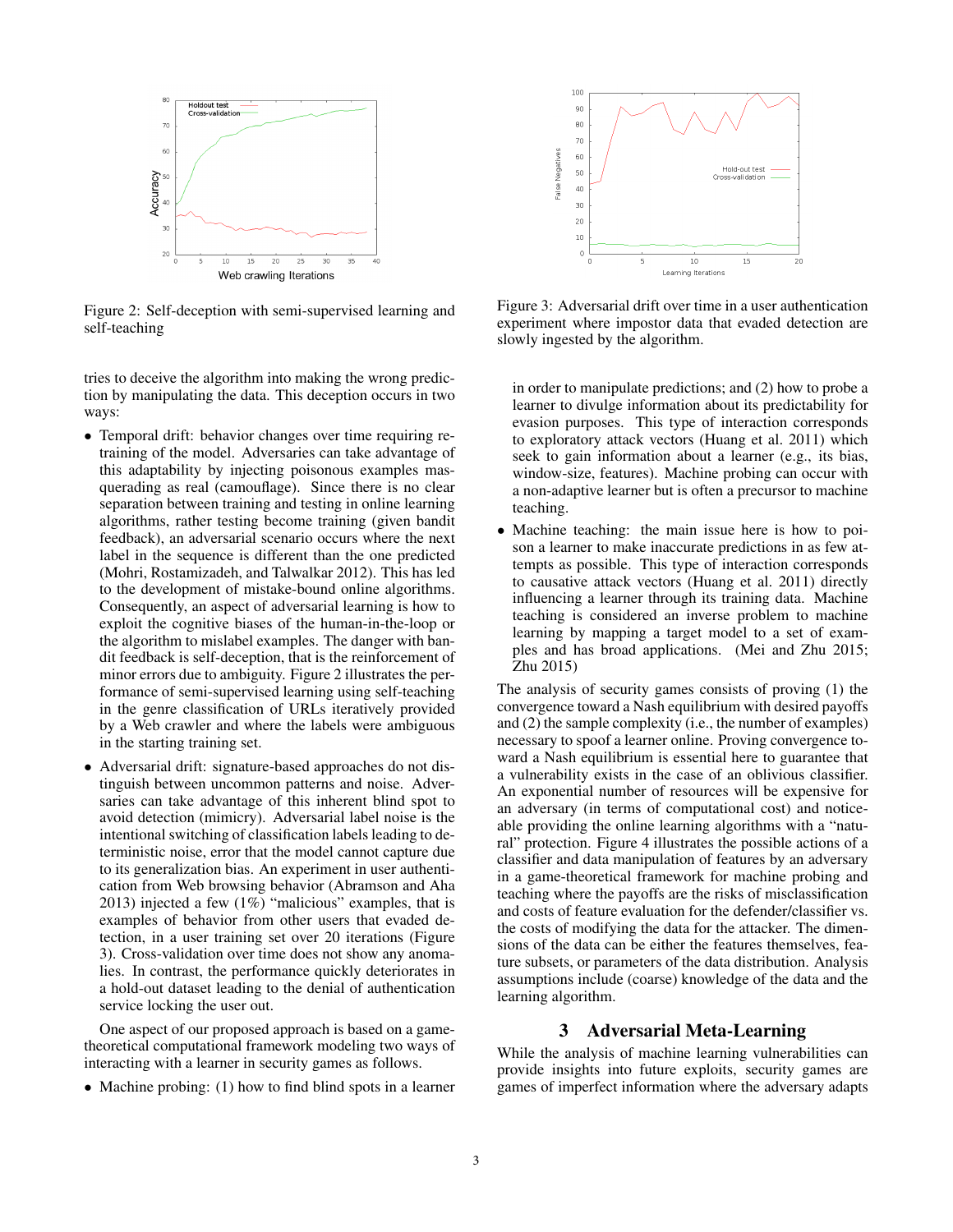Figure 2: Self-deception with semi-supervised learning and self-teaching

Figure 3: Adversarial drift over time in a user authentication experiment where impostor data that evaded detection are slowly ingested by the algorithm.

tries to deceive the algorithm into making the wrong prediction by manipulating the data. This deception occurs in two ways:

- Temporal drift: behavior changes over time requiring retraining of the model. Adversaries can take advantage of this adaptability by injecting poisonous examples masquerading as real (camouflage). Since there is no clear separation between training and testing in online learning algorithms, rather testing become training (given bandit feedback), an adversarial scenario occurs where the next label in the sequence is different than the one predicted (Mohri, Rostamizadeh, and Talwalkar 2012). This has led to the development of mistake-bound online algorithms. Consequently, an aspect of adversarial learning is how to exploit the cognitive biases of the human-in-the-loop or the algorithm to mislabel examples. The danger with bandit feedback is self-deception, that is the reinforcement of minor errors due to ambiguity. Figure 2 illustrates the performance of semi-supervised learning using self-teaching in the genre classification of URLs iteratively provided by a Web crawler and where the labels were ambiguous in the starting training set.
- Adversarial drift: signature-based approaches do not distinguish between uncommon patterns and noise. Adversaries can take advantage of this inherent blind spot to avoid detection (mimicry). Adversarial label noise is the intentional switching of classification labels leading to deterministic noise, error that the model cannot capture due to its generalization bias. An experiment in user authentication from Web browsing behavior (Abramson and Aha 2013) injected a few (1%) "malicious" examples, that is examples of behavior from other users that evaded detection, in a user training set over 20 iterations (Figure 3). Cross-validation over time does not show any anomalies. In contrast, the performance quickly deteriorates in a hold-out dataset leading to the denial of authentication service locking the user out.

One aspect of our proposed approach is based on a game-theoretical computational framework modeling two ways of interacting with a learner in security games as follows.

- Machine probing: (1) how to find blind spots in a learner in order to manipulate predictions; and (2) how to probe a learner to divulge information about its predictability for evasion purposes. This type of interaction corresponds to exploratory attack vectors (Huang et al. 2011) which seek to gain information about a learner (e.g., its bias, window-size, features). Machine probing can occur with a non-adaptive learner but is often a precursor to machine teaching.
- Machine teaching: the main issue here is how to poison a learner to make inaccurate predictions in as few attempts as possible. This type of interaction corresponds to causative attack vectors (Huang et al. 2011) directly influencing a learner through its training data. Machine teaching is considered an inverse problem to machine learning by mapping a target model to a set of examples and has broad applications. (Mei and Zhu 2015; Zhu 2015)

The analysis of security games consists of proving (1) the convergence toward a Nash equilibrium with desired payoffs and (2) the sample complexity (i.e., the number of examples) necessary to spoof a learner online. Proving convergence toward a Nash equilibrium is essential here to guarantee that a vulnerability exists in the case of an oblivious classifier. An exponential number of resources will be expensive for an adversary (in terms of computational cost) and noticeable providing the online learning algorithms with a "natural" protection. Figure 4 illustrates the possible actions of a classifier and data manipulation of features by an adversary in a game-theoretical framework for machine probing and teaching where the payoffs are the risks of misclassification and costs of feature evaluation for the defender/classifier vs. the costs of modifying the data for the attacker. The dimensions of the data can be either the features themselves, feature subsets, or parameters of the data distribution. Analysis assumptions include (coarse) knowledge of the data and the learning algorithm.

## 3 Adversarial Meta-Learning

While the analysis of machine learning vulnerabilities can provide insights into future exploits, security games are games of imperfect information where the adversary adapts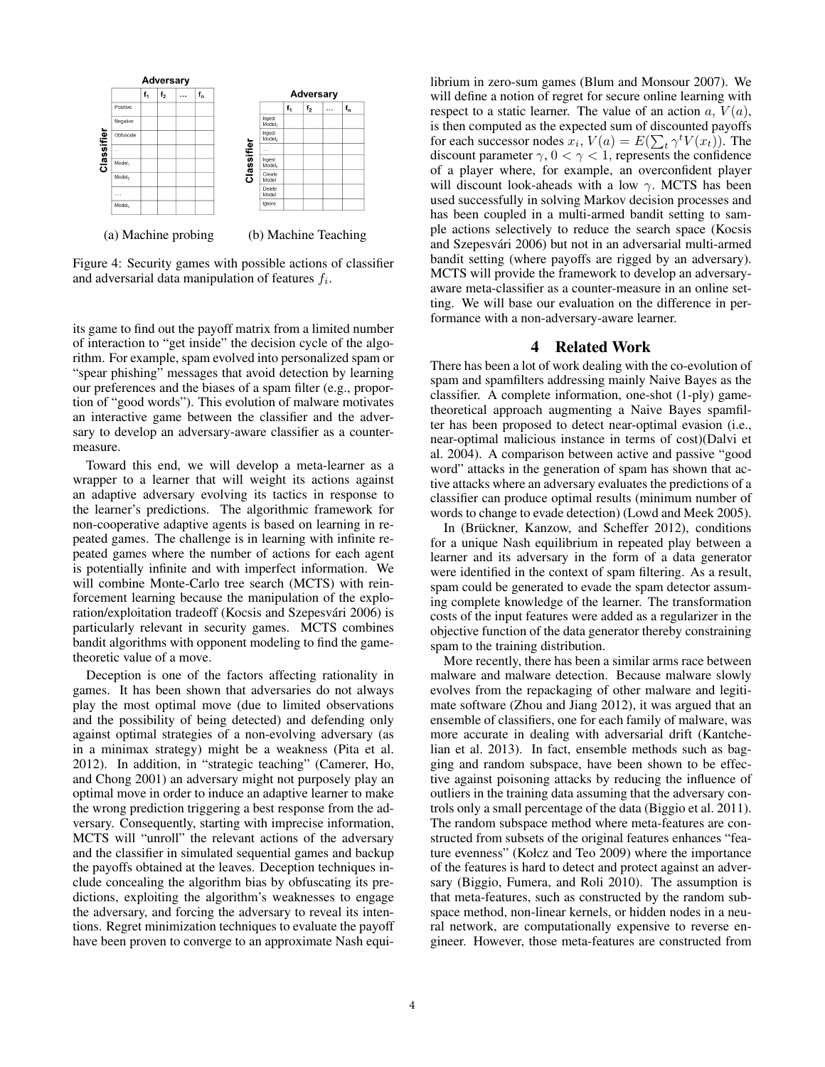**Adversary**

| Classifier | $f_1$ | $f_2$ | … | $f_n$ |
|---|---|---|---|---|
| Positive | | | | |
| Negative | | | | |
| Obfuscate | | | | |
| … | | | | |
| $Model_1$ | | | | |
| $Model_2$ | | | | |
| … | | | | |
| $Model_n$ | | | | |

(a) Machine probing

**Adversary**

| Classifier | $f_1$ | $f_2$ | … | $f_n$ |
|---|---|---|---|---|
| Ingest $Model_1$ | | | | |
| Ingest $Model_2$ | | | | |
| … | | | | |
| Ingest $Model_n$ | | | | |
| Create Model | | | | |
| Delete Model | | | | |
| Ignore | | | | |

(b) Machine Teaching

Figure 4: Security games with possible actions of classifier and adversarial data manipulation of features $f_i$.

its game to find out the payoff matrix from a limited number of interaction to "get inside" the decision cycle of the algorithm. For example, spam evolved into personalized spam or "spear phishing" messages that avoid detection by learning our preferences and the biases of a spam filter (e.g., proportion of "good words"). This evolution of malware motivates an interactive game between the classifier and the adversary to develop an adversary-aware classifier as a countermeasure.

Toward this end, we will develop a meta-learner as a wrapper to a learner that will weight its actions against an adaptive adversary evolving its tactics in response to the learner's predictions. The algorithmic framework for non-cooperative adaptive agents is based on learning in repeated games. The challenge is in learning with infinite repeated games where the number of actions for each agent is potentially infinite and with imperfect information. We will combine Monte-Carlo tree search (MCTS) with reinforcement learning because the manipulation of the exploration/exploitation tradeoff (Kocsis and Szepesvári 2006) is particularly relevant in security games. MCTS combines bandit algorithms with opponent modeling to find the game-theoretic value of a move.

Deception is one of the factors affecting rationality in games. It has been shown that adversaries do not always play the most optimal move (due to limited observations and the possibility of being detected) and defending only against optimal strategies of a non-evolving adversary (as in a minimax strategy) might be a weakness (Pita et al. 2012). In addition, in "strategic teaching" (Camerer, Ho, and Chong 2001) an adversary might not purposely play an optimal move in order to induce an adaptive learner to make the wrong prediction triggering a best response from the adversary. Consequently, starting with imprecise information, MCTS will "unroll" the relevant actions of the adversary and the classifier in simulated sequential games and backup the payoffs obtained at the leaves. Deception techniques include concealing the algorithm bias by obfuscating its predictions, exploiting the algorithm's weaknesses to engage the adversary, and forcing the adversary to reveal its intentions. Regret minimization techniques to evaluate the payoff have been proven to converge to an approximate Nash equilibrium in zero-sum games (Blum and Monsour 2007). We will define a notion of regret for secure online learning with respect to a static learner. The value of an action $a$, $V(a)$, is then computed as the expected sum of discounted payoffs for each successor nodes $x_i$, $V(a) = E(\sum_t \gamma^t V(x_t))$. The discount parameter $\gamma$, $0 < \gamma < 1$, represents the confidence of a player where, for example, an overconfident player will discount look-aheads with a low $\gamma$. MCTS has been used successfully in solving Markov decision processes and has been coupled in a multi-armed bandit setting to sample actions selectively to reduce the search space (Kocsis and Szepesvári 2006) but not in an adversarial multi-armed bandit setting (where payoffs are rigged by an adversary). MCTS will provide the framework to develop an adversary-aware meta-classifier as a counter-measure in an online setting. We will base our evaluation on the difference in performance with a non-adversary-aware learner.

## 4 Related Work

There has been a lot of work dealing with the co-evolution of spam and spamfilters addressing mainly Naive Bayes as the classifier. A complete information, one-shot (1-ply) game-theoretical approach augmenting a Naive Bayes spamfilter has been proposed to detect near-optimal evasion (i.e., near-optimal malicious instance in terms of cost)(Dalvi et al. 2004). A comparison between active and passive "good word" attacks in the generation of spam has shown that active attacks where an adversary evaluates the predictions of a classifier can produce optimal results (minimum number of words to change to evade detection) (Lowd and Meek 2005).

In (Brückner, Kanzow, and Scheffer 2012), conditions for a unique Nash equilibrium in repeated play between a learner and its adversary in the form of a data generator were identified in the context of spam filtering. As a result, spam could be generated to evade the spam detector assuming complete knowledge of the learner. The transformation costs of the input features were added as a regularizer in the objective function of the data generator thereby constraining spam to the training distribution.

More recently, there has been a similar arms race between malware and malware detection. Because malware slowly evolves from the repackaging of other malware and legitimate software (Zhou and Jiang 2012), it was argued that an ensemble of classifiers, one for each family of malware, was more accurate in dealing with adversarial drift (Kantchelian et al. 2013). In fact, ensemble methods such as bagging and random subspace, have been shown to be effective against poisoning attacks by reducing the influence of outliers in the training data assuming that the adversary controls only a small percentage of the data (Biggio et al. 2011). The random subspace method where meta-features are constructed from subsets of the original features enhances "feature evenness" (Kołcz and Teo 2009) where the importance of the features is hard to detect and protect against an adversary (Biggio, Fumera, and Roli 2010). The assumption is that meta-features, such as constructed by the random subspace method, non-linear kernels, or hidden nodes in a neural network, are computationally expensive to reverse engineer. However, those meta-features are constructed from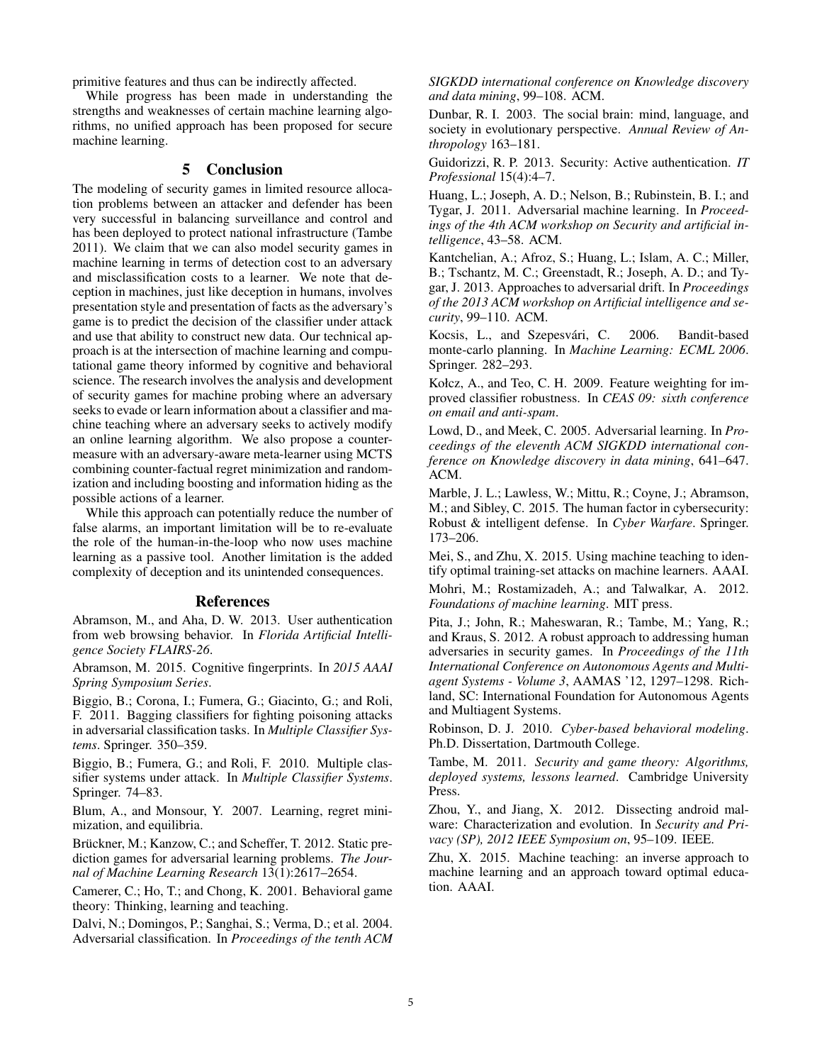primitive features and thus can be indirectly affected.

While progress has been made in understanding the strengths and weaknesses of certain machine learning algorithms, no unified approach has been proposed for secure machine learning.

## 5 Conclusion

The modeling of security games in limited resource allocation problems between an attacker and defender has been very successful in balancing surveillance and control and has been deployed to protect national infrastructure (Tambe 2011). We claim that we can also model security games in machine learning in terms of detection cost to an adversary and misclassification costs to a learner. We note that deception in machines, just like deception in humans, involves presentation style and presentation of facts as the adversary's game is to predict the decision of the classifier under attack and use that ability to construct new data. Our technical approach is at the intersection of machine learning and computational game theory informed by cognitive and behavioral science. The research involves the analysis and development of security games for machine probing where an adversary seeks to evade or learn information about a classifier and machine teaching where an adversary seeks to actively modify an online learning algorithm. We also propose a countermeasure with an adversary-aware meta-learner using MCTS combining counter-factual regret minimization and randomization and including boosting and information hiding as the possible actions of a learner.

While this approach can potentially reduce the number of false alarms, an important limitation will be to re-evaluate the role of the human-in-the-loop who now uses machine learning as a passive tool. Another limitation is the added complexity of deception and its unintended consequences.

## References

Abramson, M., and Aha, D. W. 2013. User authentication from web browsing behavior. In *Florida Artificial Intelligence Society FLAIRS-26*.

Abramson, M. 2015. Cognitive fingerprints. In *2015 AAAI Spring Symposium Series*.

Biggio, B.; Corona, I.; Fumera, G.; Giacinto, G.; and Roli, F. 2011. Bagging classifiers for fighting poisoning attacks in adversarial classification tasks. In *Multiple Classifier Systems*. Springer. 350–359.

Biggio, B.; Fumera, G.; and Roli, F. 2010. Multiple classifier systems under attack. In *Multiple Classifier Systems*. Springer. 74–83.

Blum, A., and Monsour, Y. 2007. Learning, regret minimization, and equilibria.

Brückner, M.; Kanzow, C.; and Scheffer, T. 2012. Static prediction games for adversarial learning problems. *The Journal of Machine Learning Research* 13(1):2617–2654.

Camerer, C.; Ho, T.; and Chong, K. 2001. Behavioral game theory: Thinking, learning and teaching.

Dalvi, N.; Domingos, P.; Sanghai, S.; Verma, D.; et al. 2004. Adversarial classification. In *Proceedings of the tenth ACM SIGKDD international conference on Knowledge discovery and data mining*, 99–108. ACM.

Dunbar, R. I. 2003. The social brain: mind, language, and society in evolutionary perspective. *Annual Review of Anthropology* 163–181.

Guidorizzi, R. P. 2013. Security: Active authentication. *IT Professional* 15(4):4–7.

Huang, L.; Joseph, A. D.; Nelson, B.; Rubinstein, B. I.; and Tygar, J. 2011. Adversarial machine learning. In *Proceedings of the 4th ACM workshop on Security and artificial intelligence*, 43–58. ACM.

Kantchelian, A.; Afroz, S.; Huang, L.; Islam, A. C.; Miller, B.; Tschantz, M. C.; Greenstadt, R.; Joseph, A. D.; and Tygar, J. 2013. Approaches to adversarial drift. In *Proceedings of the 2013 ACM workshop on Artificial intelligence and security*, 99–110. ACM.

Kocsis, L., and Szepesvári, C. 2006. Bandit-based monte-carlo planning. In *Machine Learning: ECML 2006*. Springer. 282–293.

Kołcz, A., and Teo, C. H. 2009. Feature weighting for improved classifier robustness. In *CEAS 09: sixth conference on email and anti-spam*.

Lowd, D., and Meek, C. 2005. Adversarial learning. In *Proceedings of the eleventh ACM SIGKDD international conference on Knowledge discovery in data mining*, 641–647. ACM.

Marble, J. L.; Lawless, W.; Mittu, R.; Coyne, J.; Abramson, M.; and Sibley, C. 2015. The human factor in cybersecurity: Robust & intelligent defense. In *Cyber Warfare*. Springer. 173–206.

Mei, S., and Zhu, X. 2015. Using machine teaching to identify optimal training-set attacks on machine learners. AAAI.

Mohri, M.; Rostamizadeh, A.; and Talwalkar, A. 2012. *Foundations of machine learning*. MIT press.

Pita, J.; John, R.; Maheswaran, R.; Tambe, M.; Yang, R.; and Kraus, S. 2012. A robust approach to addressing human adversaries in security games. In *Proceedings of the 11th International Conference on Autonomous Agents and Multiagent Systems - Volume 3*, AAMAS '12, 1297–1298. Richland, SC: International Foundation for Autonomous Agents and Multiagent Systems.

Robinson, D. J. 2010. *Cyber-based behavioral modeling*. Ph.D. Dissertation, Dartmouth College.

Tambe, M. 2011. *Security and game theory: Algorithms, deployed systems, lessons learned*. Cambridge University Press.

Zhou, Y., and Jiang, X. 2012. Dissecting android malware: Characterization and evolution. In *Security and Privacy (SP), 2012 IEEE Symposium on*, 95–109. IEEE.

Zhu, X. 2015. Machine teaching: an inverse approach to machine learning and an approach toward optimal education. AAAI.